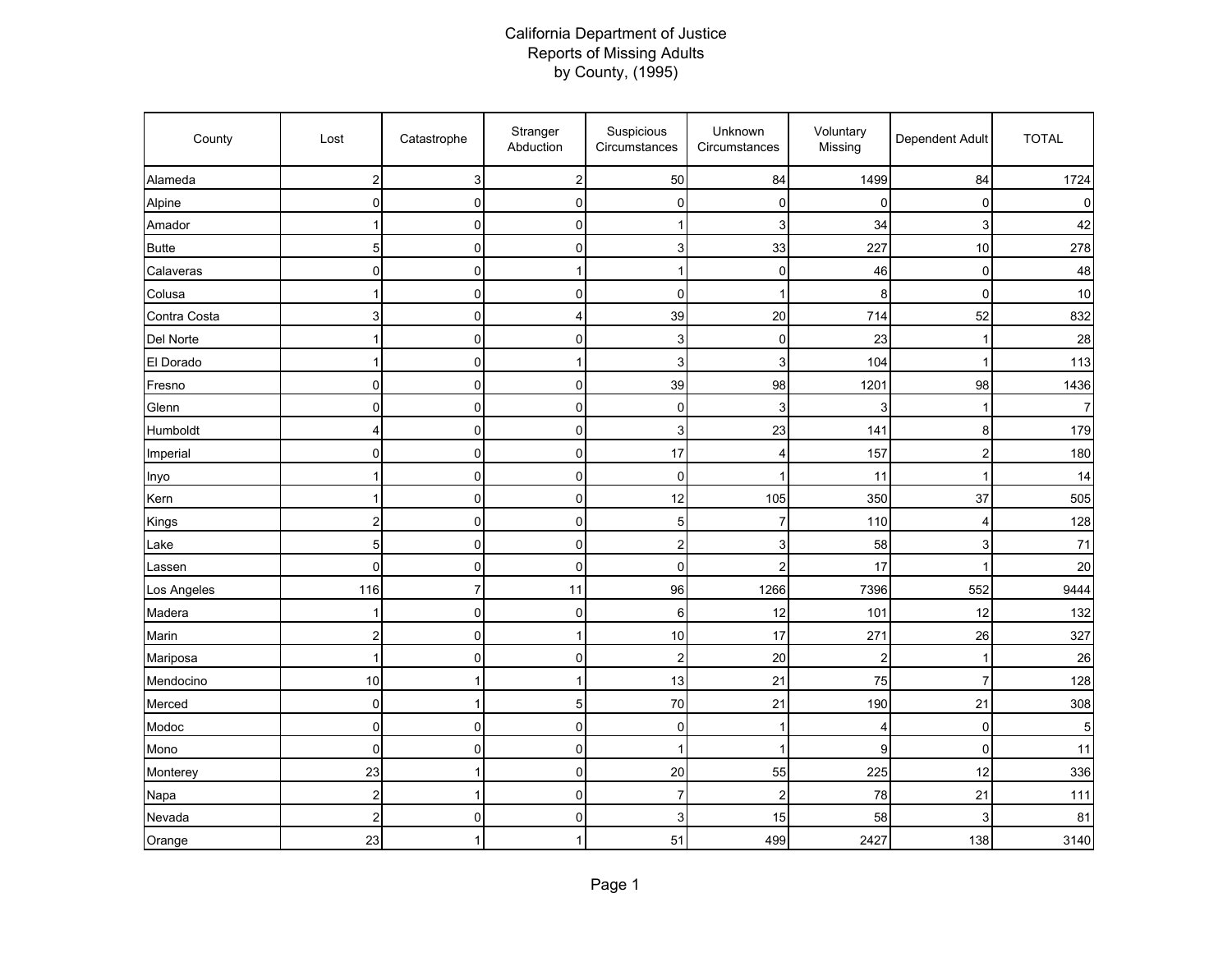# California Department of Justice
## Reports of Missing Adults
### by County, (1995)

| County | Lost | Catastrophe | Stranger Abduction | Suspicious Circumstances | Unknown Circumstances | Voluntary Missing | Dependent Adult | TOTAL |
|---|---|---|---|---|---|---|---|---|
| Alameda | 2 | 3 | 2 | 50 | 84 | 1499 | 84 | 1724 |
| Alpine | 0 | 0 | 0 | 0 | 0 | 0 | 0 | 0 |
| Amador | 1 | 0 | 0 | 1 | 3 | 34 | 3 | 42 |
| Butte | 5 | 0 | 0 | 3 | 33 | 227 | 10 | 278 |
| Calaveras | 0 | 0 | 1 | 1 | 0 | 46 | 0 | 48 |
| Colusa | 1 | 0 | 0 | 0 | 1 | 8 | 0 | 10 |
| Contra Costa | 3 | 0 | 4 | 39 | 20 | 714 | 52 | 832 |
| Del Norte | 1 | 0 | 0 | 3 | 0 | 23 | 1 | 28 |
| El Dorado | 1 | 0 | 1 | 3 | 3 | 104 | 1 | 113 |
| Fresno | 0 | 0 | 0 | 39 | 98 | 1201 | 98 | 1436 |
| Glenn | 0 | 0 | 0 | 0 | 3 | 3 | 1 | 7 |
| Humboldt | 4 | 0 | 0 | 3 | 23 | 141 | 8 | 179 |
| Imperial | 0 | 0 | 0 | 17 | 4 | 157 | 2 | 180 |
| Inyo | 1 | 0 | 0 | 0 | 1 | 11 | 1 | 14 |
| Kern | 1 | 0 | 0 | 12 | 105 | 350 | 37 | 505 |
| Kings | 2 | 0 | 0 | 5 | 7 | 110 | 4 | 128 |
| Lake | 5 | 0 | 0 | 2 | 3 | 58 | 3 | 71 |
| Lassen | 0 | 0 | 0 | 0 | 2 | 17 | 1 | 20 |
| Los Angeles | 116 | 7 | 11 | 96 | 1266 | 7396 | 552 | 9444 |
| Madera | 1 | 0 | 0 | 6 | 12 | 101 | 12 | 132 |
| Marin | 2 | 0 | 1 | 10 | 17 | 271 | 26 | 327 |
| Mariposa | 1 | 0 | 0 | 2 | 20 | 2 | 1 | 26 |
| Mendocino | 10 | 1 | 1 | 13 | 21 | 75 | 7 | 128 |
| Merced | 0 | 1 | 5 | 70 | 21 | 190 | 21 | 308 |
| Modoc | 0 | 0 | 0 | 0 | 1 | 4 | 0 | 5 |
| Mono | 0 | 0 | 0 | 1 | 1 | 9 | 0 | 11 |
| Monterey | 23 | 1 | 0 | 20 | 55 | 225 | 12 | 336 |
| Napa | 2 | 1 | 0 | 7 | 2 | 78 | 21 | 111 |
| Nevada | 2 | 0 | 0 | 3 | 15 | 58 | 3 | 81 |
| Orange | 23 | 1 | 1 | 51 | 499 | 2427 | 138 | 3140 |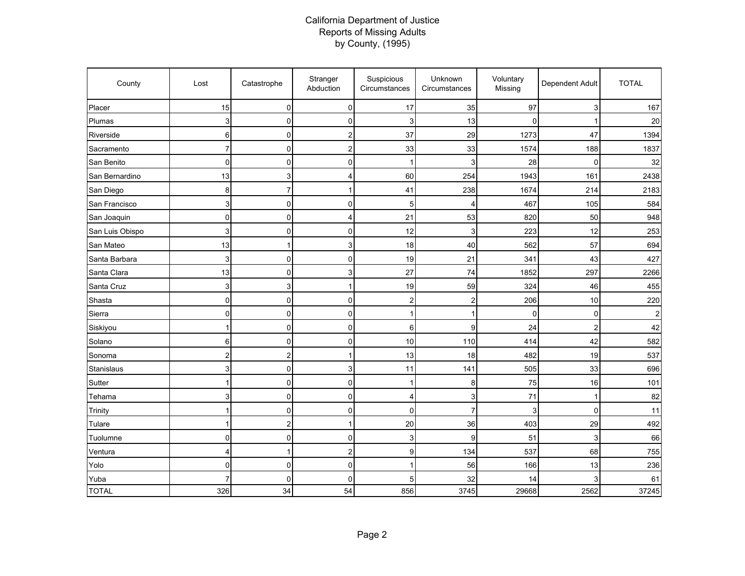California Department of Justice
Reports of Missing Adults
by County, (1995)

| County | Lost | Catastrophe | Stranger Abduction | Suspicious Circumstances | Unknown Circumstances | Voluntary Missing | Dependent Adult | TOTAL |
|---|---|---|---|---|---|---|---|---|
| Placer | 15 | 0 | 0 | 17 | 35 | 97 | 3 | 167 |
| Plumas | 3 | 0 | 0 | 3 | 13 | 0 | 1 | 20 |
| Riverside | 6 | 0 | 2 | 37 | 29 | 1273 | 47 | 1394 |
| Sacramento | 7 | 0 | 2 | 33 | 33 | 1574 | 188 | 1837 |
| San Benito | 0 | 0 | 0 | 1 | 3 | 28 | 0 | 32 |
| San Bernardino | 13 | 3 | 4 | 60 | 254 | 1943 | 161 | 2438 |
| San Diego | 8 | 7 | 1 | 41 | 238 | 1674 | 214 | 2183 |
| San Francisco | 3 | 0 | 0 | 5 | 4 | 467 | 105 | 584 |
| San Joaquin | 0 | 0 | 4 | 21 | 53 | 820 | 50 | 948 |
| San Luis Obispo | 3 | 0 | 0 | 12 | 3 | 223 | 12 | 253 |
| San Mateo | 13 | 1 | 3 | 18 | 40 | 562 | 57 | 694 |
| Santa Barbara | 3 | 0 | 0 | 19 | 21 | 341 | 43 | 427 |
| Santa Clara | 13 | 0 | 3 | 27 | 74 | 1852 | 297 | 2266 |
| Santa Cruz | 3 | 3 | 1 | 19 | 59 | 324 | 46 | 455 |
| Shasta | 0 | 0 | 0 | 2 | 2 | 206 | 10 | 220 |
| Sierra | 0 | 0 | 0 | 1 | 1 | 0 | 0 | 2 |
| Siskiyou | 1 | 0 | 0 | 6 | 9 | 24 | 2 | 42 |
| Solano | 6 | 0 | 0 | 10 | 110 | 414 | 42 | 582 |
| Sonoma | 2 | 2 | 1 | 13 | 18 | 482 | 19 | 537 |
| Stanislaus | 3 | 0 | 3 | 11 | 141 | 505 | 33 | 696 |
| Sutter | 1 | 0 | 0 | 1 | 8 | 75 | 16 | 101 |
| Tehama | 3 | 0 | 0 | 4 | 3 | 71 | 1 | 82 |
| Trinity | 1 | 0 | 0 | 0 | 7 | 3 | 0 | 11 |
| Tulare | 1 | 2 | 1 | 20 | 36 | 403 | 29 | 492 |
| Tuolumne | 0 | 0 | 0 | 3 | 9 | 51 | 3 | 66 |
| Ventura | 4 | 1 | 2 | 9 | 134 | 537 | 68 | 755 |
| Yolo | 0 | 0 | 0 | 1 | 56 | 166 | 13 | 236 |
| Yuba | 7 | 0 | 0 | 5 | 32 | 14 | 3 | 61 |
| TOTAL | 326 | 34 | 54 | 856 | 3745 | 29668 | 2562 | 37245 |